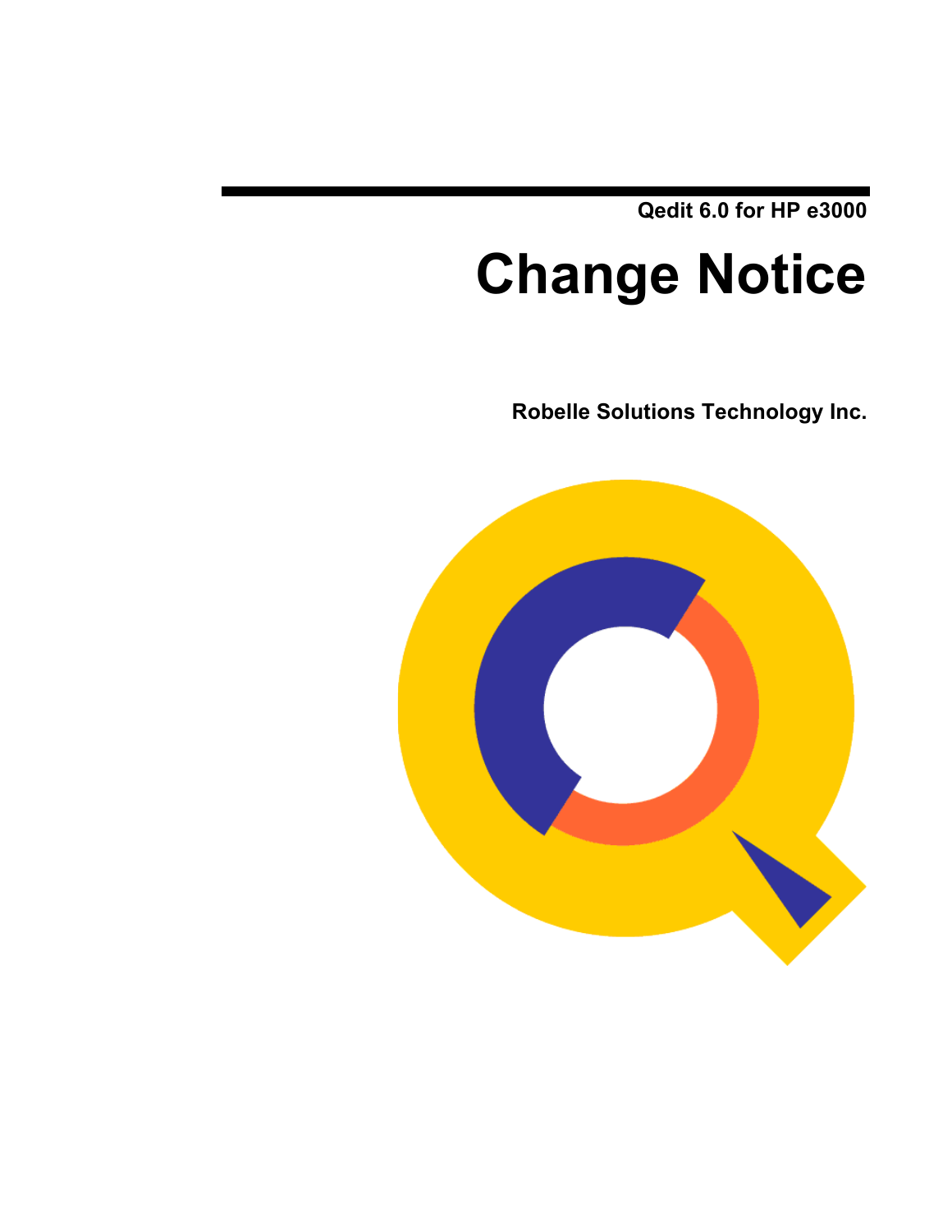Qedit 6.0 for HP e3000

# Change Notice

**Robelle Solutions Technology Inc.**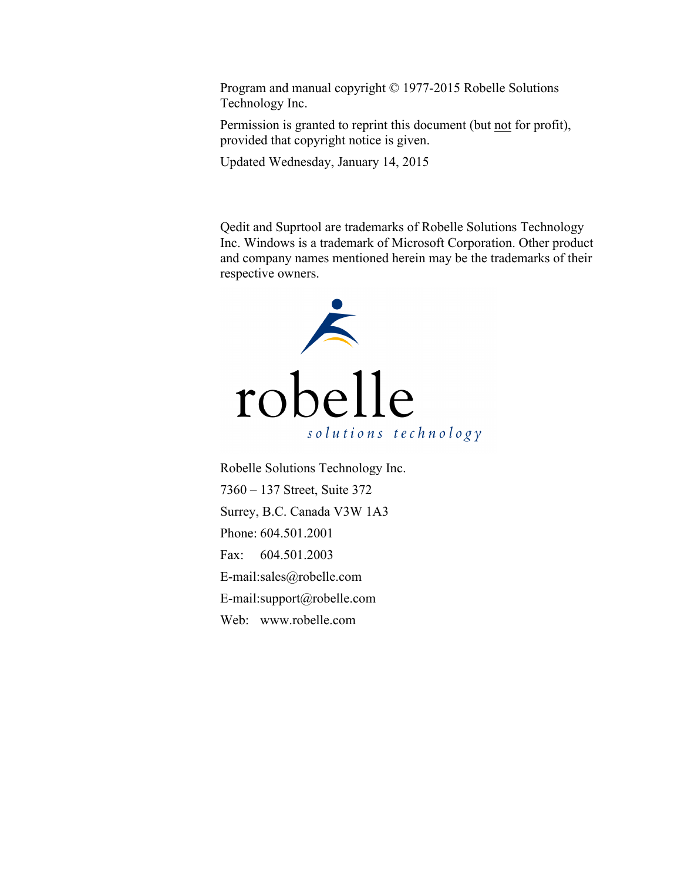Program and manual copyright © 1977-2015 Robelle Solutions Technology Inc.

Permission is granted to reprint this document (but not for profit), provided that copyright notice is given.

Updated Wednesday, January 14, 2015

Qedit and Suprtool are trademarks of Robelle Solutions Technology Inc. Windows is a trademark of Microsoft Corporation. Other product and company names mentioned herein may be the trademarks of their respective owners.

robelle
solutions technology

Robelle Solutions Technology Inc.

7360 – 137 Street, Suite 372

Surrey, B.C. Canada V3W 1A3

Phone: 604.501.2001

Fax: 604.501.2003

E-mail:sales@robelle.com

E-mail:support@robelle.com

Web: www.robelle.com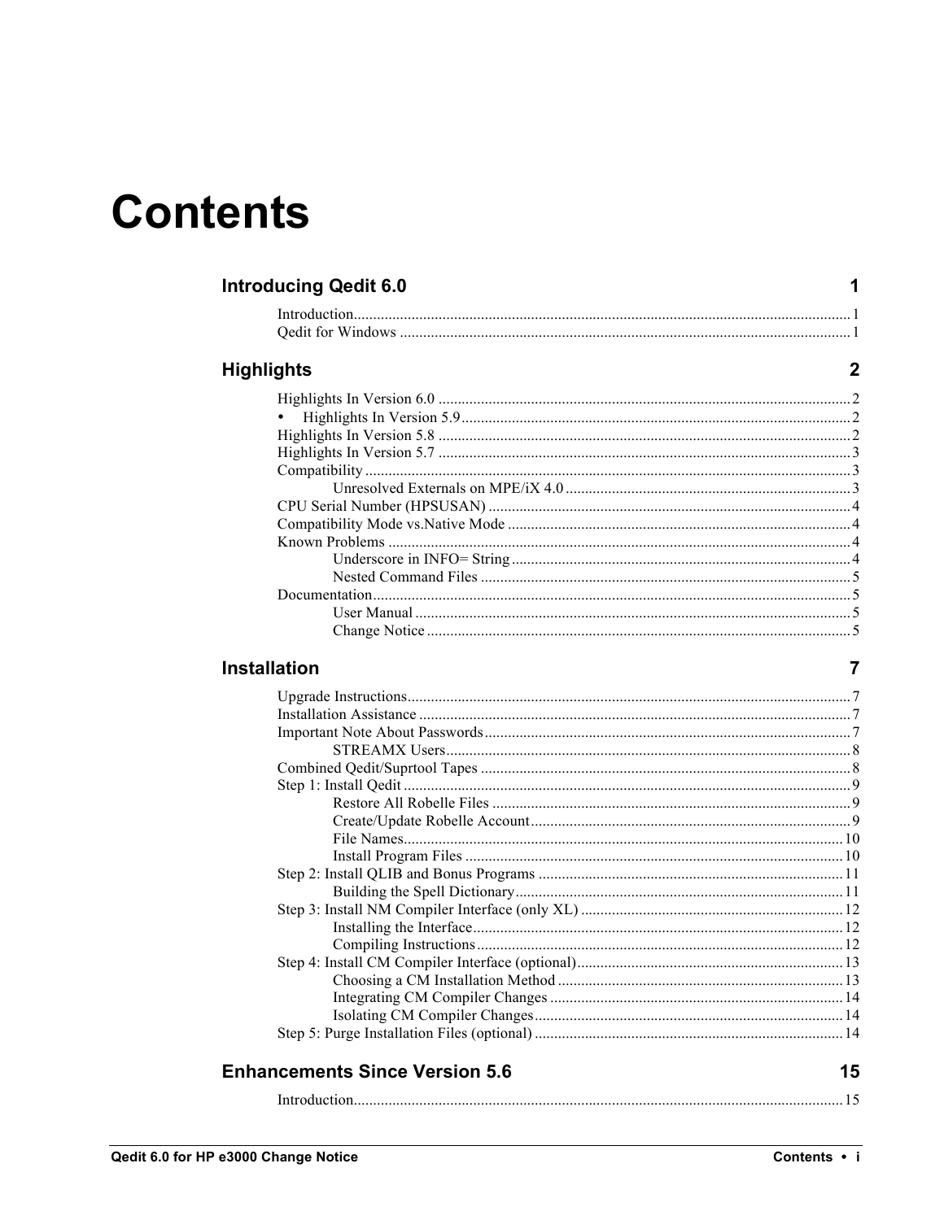# Contents

## Introducing Qedit 6.0 — 1

- Introduction ... 1
- Qedit for Windows ... 1

## Highlights — 2

- Highlights In Version 6.0 ... 2
- • Highlights In Version 5.9 ... 2
- Highlights In Version 5.8 ... 2
- Highlights In Version 5.7 ... 3
- Compatibility ... 3
  - Unresolved Externals on MPE/iX 4.0 ... 3
- CPU Serial Number (HPSUSAN) ... 4
- Compatibility Mode vs.Native Mode ... 4
- Known Problems ... 4
  - Underscore in INFO= String ... 4
  - Nested Command Files ... 5
- Documentation ... 5
  - User Manual ... 5
  - Change Notice ... 5

## Installation — 7

- Upgrade Instructions ... 7
- Installation Assistance ... 7
- Important Note About Passwords ... 7
  - STREAMX Users ... 8
- Combined Qedit/Suprtool Tapes ... 8
- Step 1: Install Qedit ... 9
  - Restore All Robelle Files ... 9
  - Create/Update Robelle Account ... 9
  - File Names ... 10
  - Install Program Files ... 10
- Step 2: Install QLIB and Bonus Programs ... 11
  - Building the Spell Dictionary ... 11
- Step 3: Install NM Compiler Interface (only XL) ... 12
  - Installing the Interface ... 12
  - Compiling Instructions ... 12
- Step 4: Install CM Compiler Interface (optional) ... 13
  - Choosing a CM Installation Method ... 13
  - Integrating CM Compiler Changes ... 14
  - Isolating CM Compiler Changes ... 14
- Step 5: Purge Installation Files (optional) ... 14

## Enhancements Since Version 5.6 — 15

- Introduction ... 15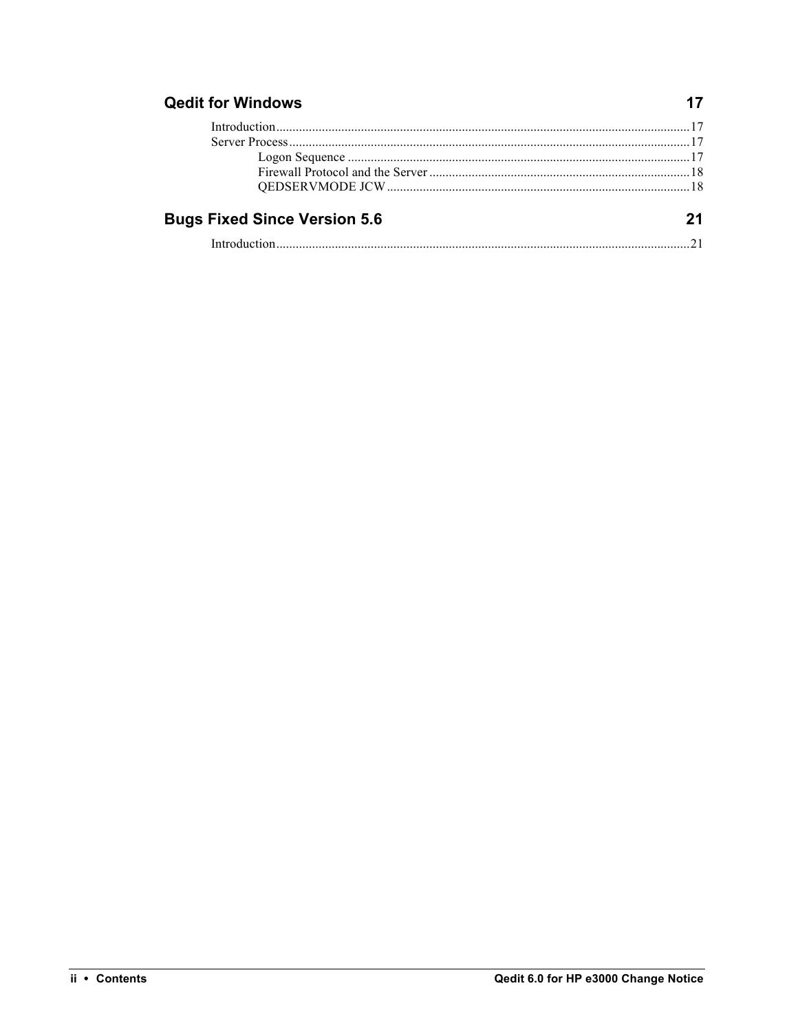## Qedit for Windows 17

Introduction ............................................................ 17

Server Process ............................................................ 17

- Logon Sequence ............................................................ 17
- Firewall Protocol and the Server ............................................................ 18
- QEDSERVMODE JCW ............................................................ 18

## Bugs Fixed Since Version 5.6 21

Introduction ............................................................ 21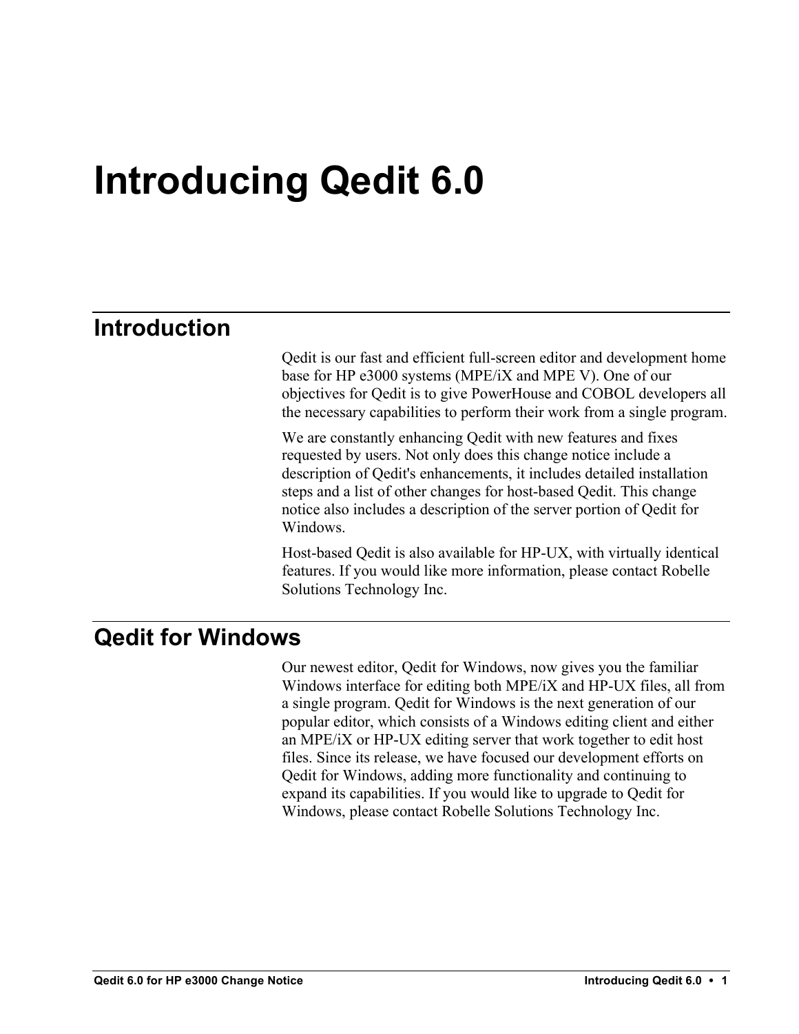# Introducing Qedit 6.0

## Introduction

Qedit is our fast and efficient full-screen editor and development home base for HP e3000 systems (MPE/iX and MPE V). One of our objectives for Qedit is to give PowerHouse and COBOL developers all the necessary capabilities to perform their work from a single program.

We are constantly enhancing Qedit with new features and fixes requested by users. Not only does this change notice include a description of Qedit's enhancements, it includes detailed installation steps and a list of other changes for host-based Qedit. This change notice also includes a description of the server portion of Qedit for Windows.

Host-based Qedit is also available for HP-UX, with virtually identical features. If you would like more information, please contact Robelle Solutions Technology Inc.

## Qedit for Windows

Our newest editor, Qedit for Windows, now gives you the familiar Windows interface for editing both MPE/iX and HP-UX files, all from a single program. Qedit for Windows is the next generation of our popular editor, which consists of a Windows editing client and either an MPE/iX or HP-UX editing server that work together to edit host files. Since its release, we have focused our development efforts on Qedit for Windows, adding more functionality and continuing to expand its capabilities. If you would like to upgrade to Qedit for Windows, please contact Robelle Solutions Technology Inc.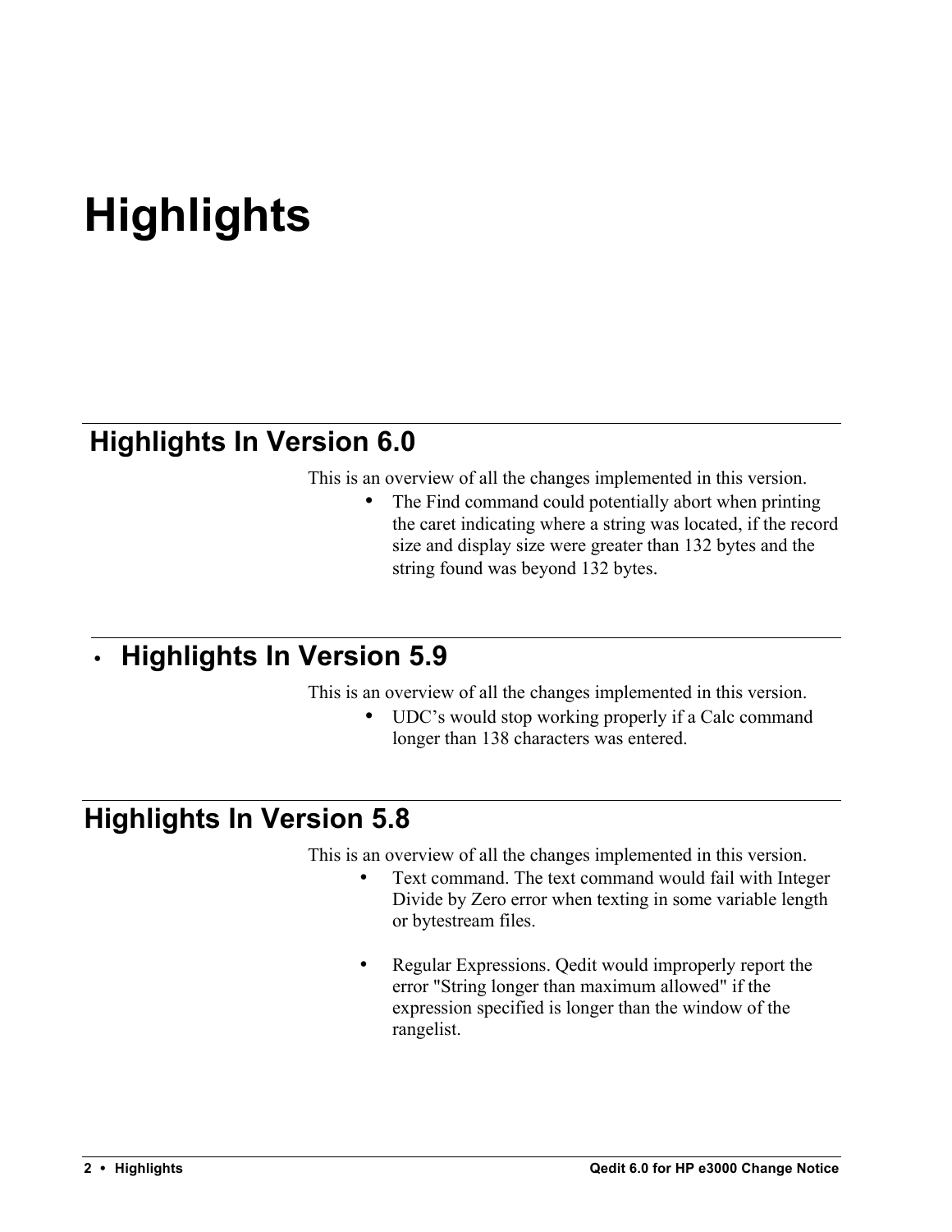# Highlights

## Highlights In Version 6.0

This is an overview of all the changes implemented in this version.

- The Find command could potentially abort when printing the caret indicating where a string was located, if the record size and display size were greater than 132 bytes and the string found was beyond 132 bytes.

## Highlights In Version 5.9

This is an overview of all the changes implemented in this version.

- UDC's would stop working properly if a Calc command longer than 138 characters was entered.

## Highlights In Version 5.8

This is an overview of all the changes implemented in this version.

- Text command. The text command would fail with Integer Divide by Zero error when texting in some variable length or bytestream files.

- Regular Expressions. Qedit would improperly report the error "String longer than maximum allowed" if the expression specified is longer than the window of the rangelist.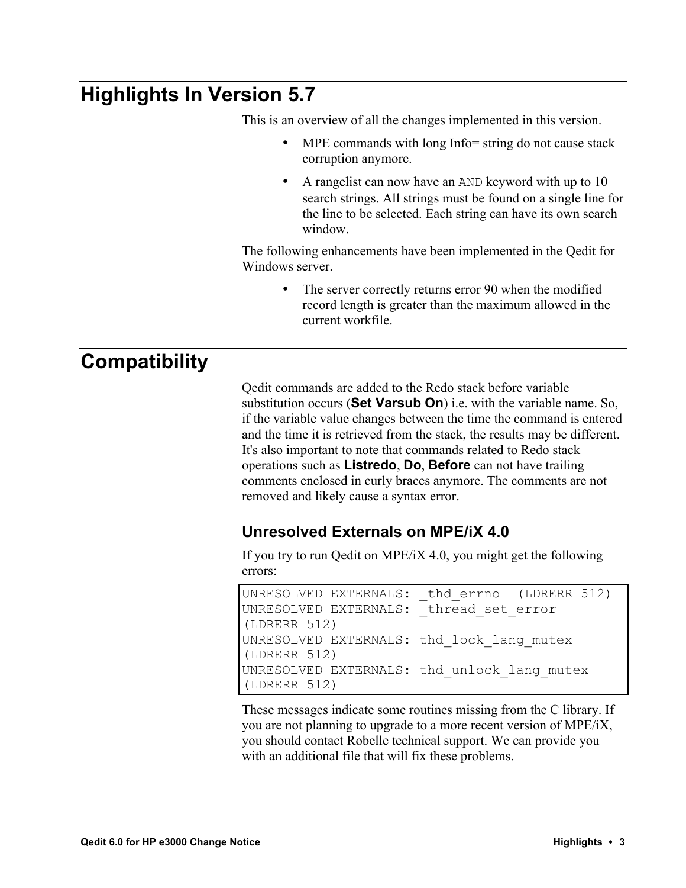# Highlights In Version 5.7

This is an overview of all the changes implemented in this version.

- MPE commands with long Info= string do not cause stack corruption anymore.
- A rangelist can now have an `AND` keyword with up to 10 search strings. All strings must be found on a single line for the line to be selected. Each string can have its own search window.

The following enhancements have been implemented in the Qedit for Windows server.

- The server correctly returns error 90 when the modified record length is greater than the maximum allowed in the current workfile.

# Compatibility

Qedit commands are added to the Redo stack before variable substitution occurs (**Set Varsub On**) i.e. with the variable name. So, if the variable value changes between the time the command is entered and the time it is retrieved from the stack, the results may be different. It's also important to note that commands related to Redo stack operations such as **Listredo**, **Do**, **Before** can not have trailing comments enclosed in curly braces anymore. The comments are not removed and likely cause a syntax error.

## Unresolved Externals on MPE/iX 4.0

If you try to run Qedit on MPE/iX 4.0, you might get the following errors:

```
UNRESOLVED EXTERNALS: _thd_errno  (LDRERR 512)
UNRESOLVED EXTERNALS: _thread_set_error
(LDRERR 512)
UNRESOLVED EXTERNALS: thd_lock_lang_mutex
(LDRERR 512)
UNRESOLVED EXTERNALS: thd_unlock_lang_mutex
(LDRERR 512)
```

These messages indicate some routines missing from the C library. If you are not planning to upgrade to a more recent version of MPE/iX, you should contact Robelle technical support. We can provide you with an additional file that will fix these problems.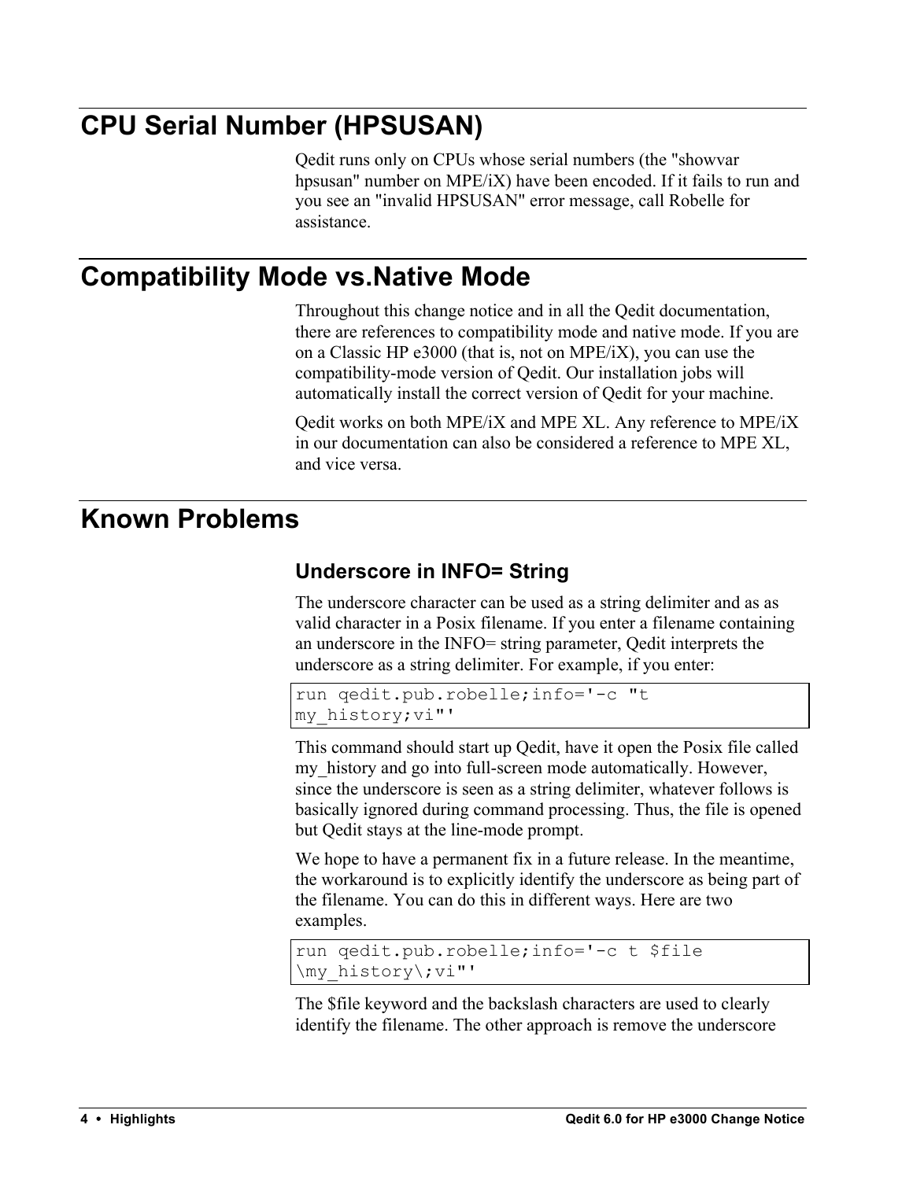## CPU Serial Number (HPSUSAN)

Qedit runs only on CPUs whose serial numbers (the "showvar hpsusan" number on MPE/iX) have been encoded. If it fails to run and you see an "invalid HPSUSAN" error message, call Robelle for assistance.

## Compatibility Mode vs.Native Mode

Throughout this change notice and in all the Qedit documentation, there are references to compatibility mode and native mode. If you are on a Classic HP e3000 (that is, not on MPE/iX), you can use the compatibility-mode version of Qedit. Our installation jobs will automatically install the correct version of Qedit for your machine.

Qedit works on both MPE/iX and MPE XL. Any reference to MPE/iX in our documentation can also be considered a reference to MPE XL, and vice versa.

## Known Problems

### Underscore in INFO= String

The underscore character can be used as a string delimiter and as as valid character in a Posix filename. If you enter a filename containing an underscore in the INFO= string parameter, Qedit interprets the underscore as a string delimiter. For example, if you enter:

```
run qedit.pub.robelle;info='-c "t
my_history;vi"'
```

This command should start up Qedit, have it open the Posix file called my_history and go into full-screen mode automatically. However, since the underscore is seen as a string delimiter, whatever follows is basically ignored during command processing. Thus, the file is opened but Qedit stays at the line-mode prompt.

We hope to have a permanent fix in a future release. In the meantime, the workaround is to explicitly identify the underscore as being part of the filename. You can do this in different ways. Here are two examples.

```
run qedit.pub.robelle;info='-c t $file
\my_history\;vi"'
```

The $file keyword and the backslash characters are used to clearly identify the filename. The other approach is remove the underscore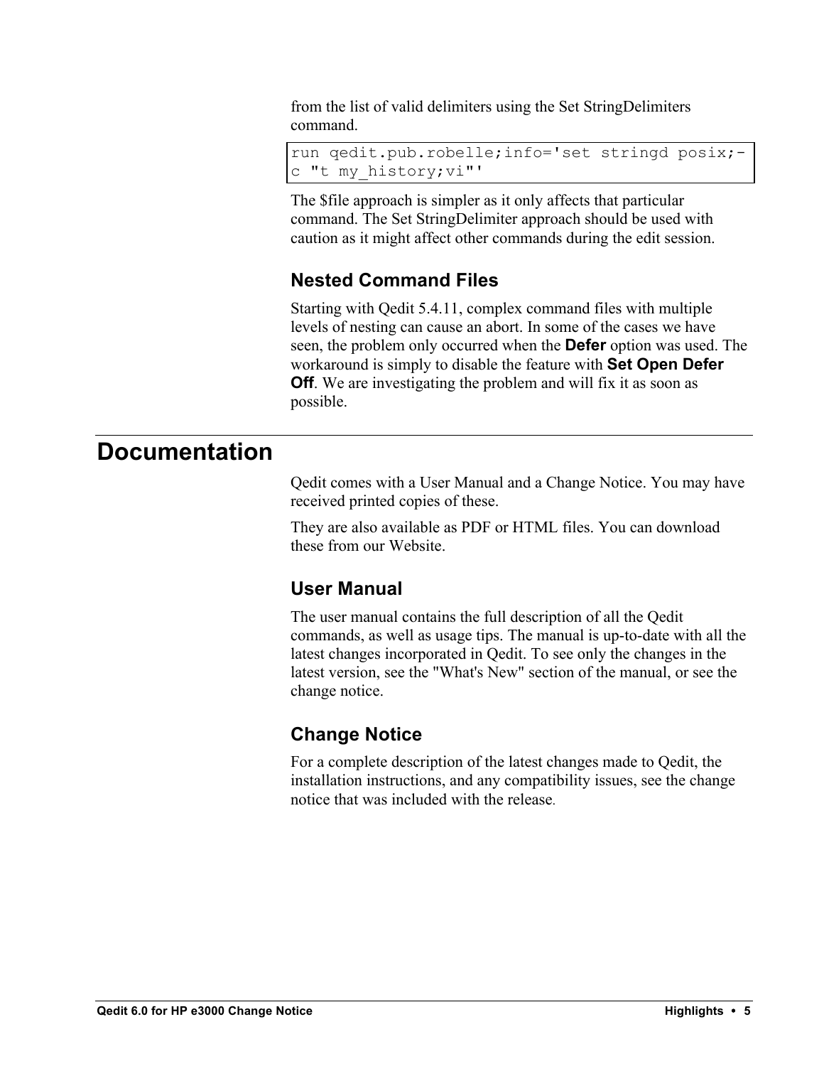from the list of valid delimiters using the Set StringDelimiters command.

```
run qedit.pub.robelle;info='set stringd posix;-
c "t my_history;vi"'
```

The $file approach is simpler as it only affects that particular command. The Set StringDelimiter approach should be used with caution as it might affect other commands during the edit session.

### Nested Command Files

Starting with Qedit 5.4.11, complex command files with multiple levels of nesting can cause an abort. In some of the cases we have seen, the problem only occurred when the **Defer** option was used. The workaround is simply to disable the feature with **Set Open Defer Off**. We are investigating the problem and will fix it as soon as possible.

## Documentation

Qedit comes with a User Manual and a Change Notice. You may have received printed copies of these.

They are also available as PDF or HTML files. You can download these from our Website.

### User Manual

The user manual contains the full description of all the Qedit commands, as well as usage tips. The manual is up-to-date with all the latest changes incorporated in Qedit. To see only the changes in the latest version, see the "What's New" section of the manual, or see the change notice.

### Change Notice

For a complete description of the latest changes made to Qedit, the installation instructions, and any compatibility issues, see the change notice that was included with the release.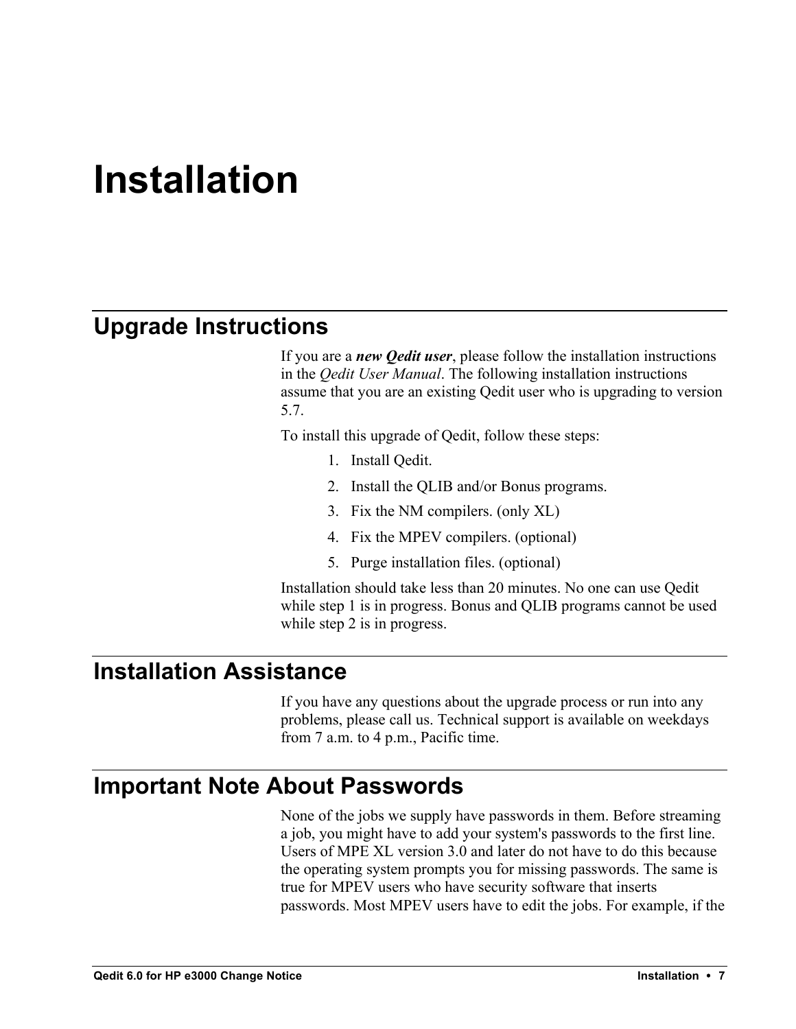# Installation

## Upgrade Instructions

If you are a ***new Qedit user***, please follow the installation instructions in the *Qedit User Manual*. The following installation instructions assume that you are an existing Qedit user who is upgrading to version 5.7.

To install this upgrade of Qedit, follow these steps:

1. Install Qedit.
2. Install the QLIB and/or Bonus programs.
3. Fix the NM compilers. (only XL)
4. Fix the MPEV compilers. (optional)
5. Purge installation files. (optional)

Installation should take less than 20 minutes. No one can use Qedit while step 1 is in progress. Bonus and QLIB programs cannot be used while step 2 is in progress.

## Installation Assistance

If you have any questions about the upgrade process or run into any problems, please call us. Technical support is available on weekdays from 7 a.m. to 4 p.m., Pacific time.

## Important Note About Passwords

None of the jobs we supply have passwords in them. Before streaming a job, you might have to add your system's passwords to the first line. Users of MPE XL version 3.0 and later do not have to do this because the operating system prompts you for missing passwords. The same is true for MPEV users who have security software that inserts passwords. Most MPEV users have to edit the jobs. For example, if the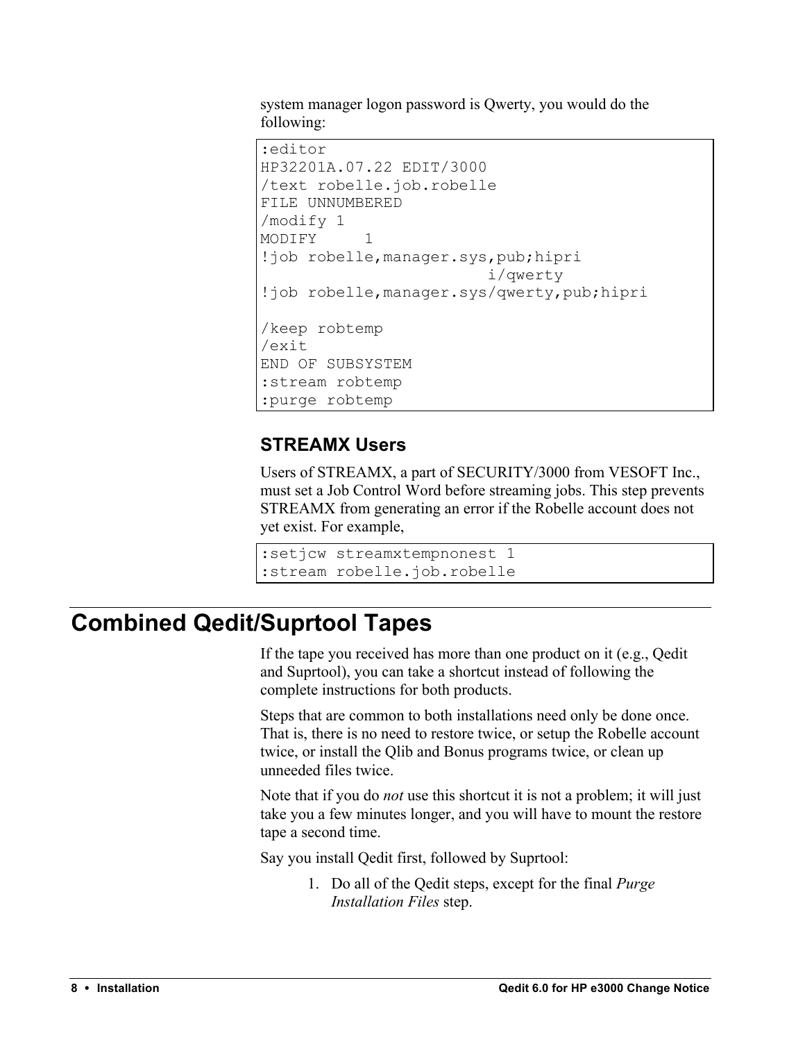system manager logon password is Qwerty, you would do the following:

```
:editor
HP32201A.07.22 EDIT/3000
/text robelle.job.robelle
FILE UNNUMBERED
/modify 1
MODIFY     1
!job robelle,manager.sys,pub;hipri
                       i/qwerty
!job robelle,manager.sys/qwerty,pub;hipri

/keep robtemp
/exit
END OF SUBSYSTEM
:stream robtemp
:purge robtemp
```

### STREAMX Users

Users of STREAMX, a part of SECURITY/3000 from VESOFT Inc., must set a Job Control Word before streaming jobs. This step prevents STREAMX from generating an error if the Robelle account does not yet exist. For example,

```
:setjcw streamxtempnonest 1
:stream robelle.job.robelle
```

## Combined Qedit/Suprtool Tapes

If the tape you received has more than one product on it (e.g., Qedit and Suprtool), you can take a shortcut instead of following the complete instructions for both products.

Steps that are common to both installations need only be done once. That is, there is no need to restore twice, or setup the Robelle account twice, or install the Qlib and Bonus programs twice, or clean up unneeded files twice.

Note that if you do *not* use this shortcut it is not a problem; it will just take you a few minutes longer, and you will have to mount the restore tape a second time.

Say you install Qedit first, followed by Suprtool:

1. Do all of the Qedit steps, except for the final *Purge Installation Files* step.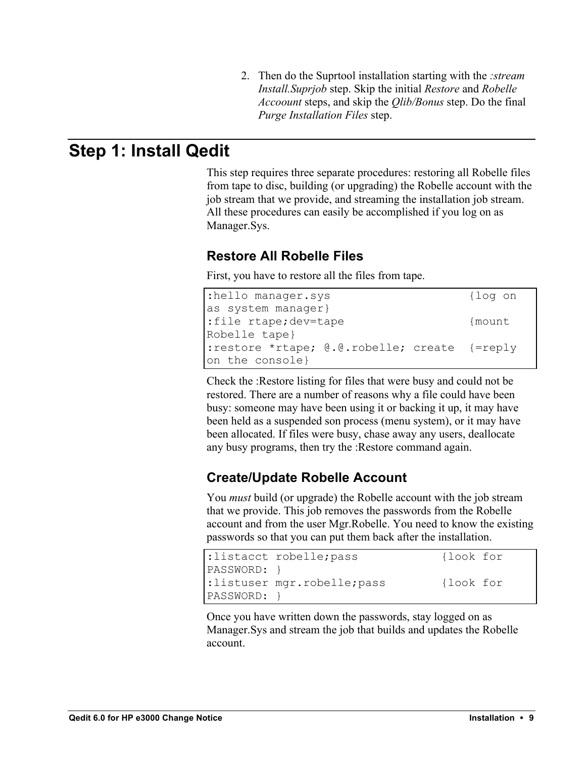2. Then do the Suprtool installation starting with the *:stream Install.Suprjob* step. Skip the initial *Restore* and *Robelle Accoount* steps, and skip the *Qlib/Bonus* step. Do the final *Purge Installation Files* step.

# Step 1: Install Qedit

This step requires three separate procedures: restoring all Robelle files from tape to disc, building (or upgrading) the Robelle account with the job stream that we provide, and streaming the installation job stream. All these procedures can easily be accomplished if you log on as Manager.Sys.

## Restore All Robelle Files

First, you have to restore all the files from tape.

```
:hello manager.sys                    {log on
as system manager}
:file rtape;dev=tape                  {mount
Robelle tape}
:restore *rtape; @.@.robelle; create  {=reply
on the console}
```

Check the :Restore listing for files that were busy and could not be restored. There are a number of reasons why a file could have been busy: someone may have been using it or backing it up, it may have been held as a suspended son process (menu system), or it may have been allocated. If files were busy, chase away any users, deallocate any busy programs, then try the :Restore command again.

## Create/Update Robelle Account

You *must* build (or upgrade) the Robelle account with the job stream that we provide. This job removes the passwords from the Robelle account and from the user Mgr.Robelle. You need to know the existing passwords so that you can put them back after the installation.

```
:listacct robelle;pass           {look for
PASSWORD: }
:listuser mgr.robelle;pass       {look for
PASSWORD: }
```

Once you have written down the passwords, stay logged on as Manager.Sys and stream the job that builds and updates the Robelle account.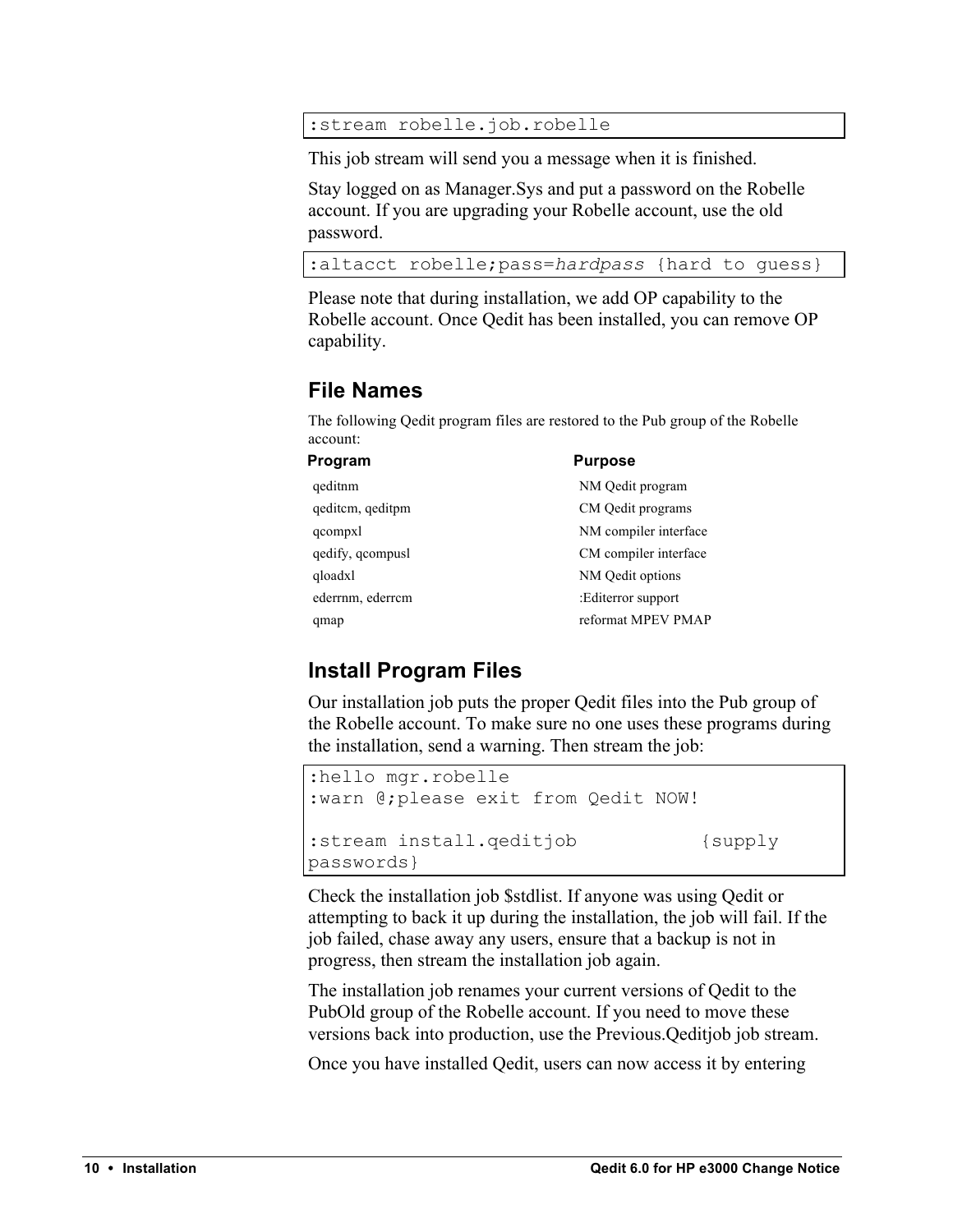```
:stream robelle.job.robelle
```

This job stream will send you a message when it is finished.

Stay logged on as Manager.Sys and put a password on the Robelle account. If you are upgrading your Robelle account, use the old password.

```
:altacct robelle;pass=hardpass {hard to guess}
```

Please note that during installation, we add OP capability to the Robelle account. Once Qedit has been installed, you can remove OP capability.

## File Names

The following Qedit program files are restored to the Pub group of the Robelle account:

| Program | Purpose |
|---|---|
| qeditnm | NM Qedit program |
| qeditcm, qeditpm | CM Qedit programs |
| qcompxl | NM compiler interface |
| qedify, qcompusl | CM compiler interface |
| qloadxl | NM Qedit options |
| ederrnm, ederrcm | :Editerror support |
| qmap | reformat MPEV PMAP |

## Install Program Files

Our installation job puts the proper Qedit files into the Pub group of the Robelle account. To make sure no one uses these programs during the installation, send a warning. Then stream the job:

```
:hello mgr.robelle
:warn @;please exit from Qedit NOW!

:stream install.qeditjob          {supply
passwords}
```

Check the installation job $stdlist. If anyone was using Qedit or attempting to back it up during the installation, the job will fail. If the job failed, chase away any users, ensure that a backup is not in progress, then stream the installation job again.

The installation job renames your current versions of Qedit to the PubOld group of the Robelle account. If you need to move these versions back into production, use the Previous.Qeditjob job stream.

Once you have installed Qedit, users can now access it by entering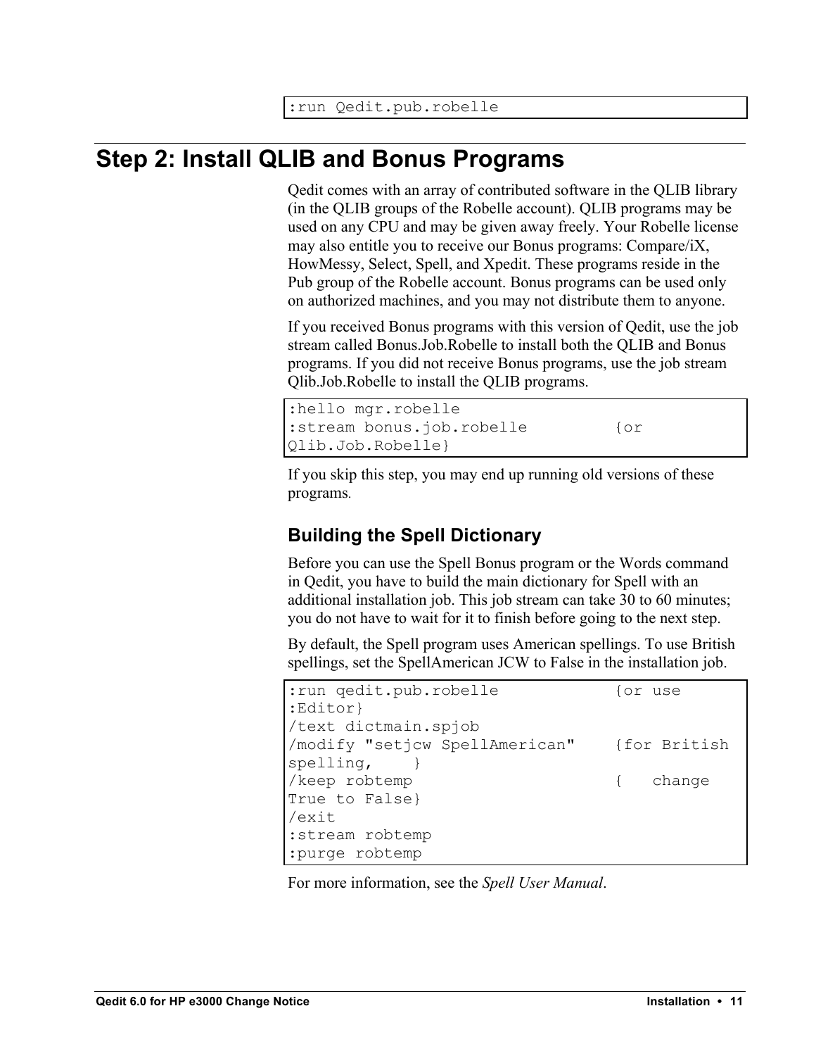```
:run Qedit.pub.robelle
```

## Step 2: Install QLIB and Bonus Programs

Qedit comes with an array of contributed software in the QLIB library (in the QLIB groups of the Robelle account). QLIB programs may be used on any CPU and may be given away freely. Your Robelle license may also entitle you to receive our Bonus programs: Compare/iX, HowMessy, Select, Spell, and Xpedit. These programs reside in the Pub group of the Robelle account. Bonus programs can be used only on authorized machines, and you may not distribute them to anyone.

If you received Bonus programs with this version of Qedit, use the job stream called Bonus.Job.Robelle to install both the QLIB and Bonus programs. If you did not receive Bonus programs, use the job stream Qlib.Job.Robelle to install the QLIB programs.

```
:hello mgr.robelle
:stream bonus.job.robelle         {or
Qlib.Job.Robelle}
```

If you skip this step, you may end up running old versions of these programs.

### Building the Spell Dictionary

Before you can use the Spell Bonus program or the Words command in Qedit, you have to build the main dictionary for Spell with an additional installation job. This job stream can take 30 to 60 minutes; you do not have to wait for it to finish before going to the next step.

By default, the Spell program uses American spellings. To use British spellings, set the SpellAmerican JCW to False in the installation job.

```
:run qedit.pub.robelle            {or use
:Editor}
/text dictmain.spjob
/modify "setjcw SpellAmerican"    {for British
spelling,    }
/keep robtemp                     {   change
True to False}
/exit
:stream robtemp
:purge robtemp
```

For more information, see the *Spell User Manual*.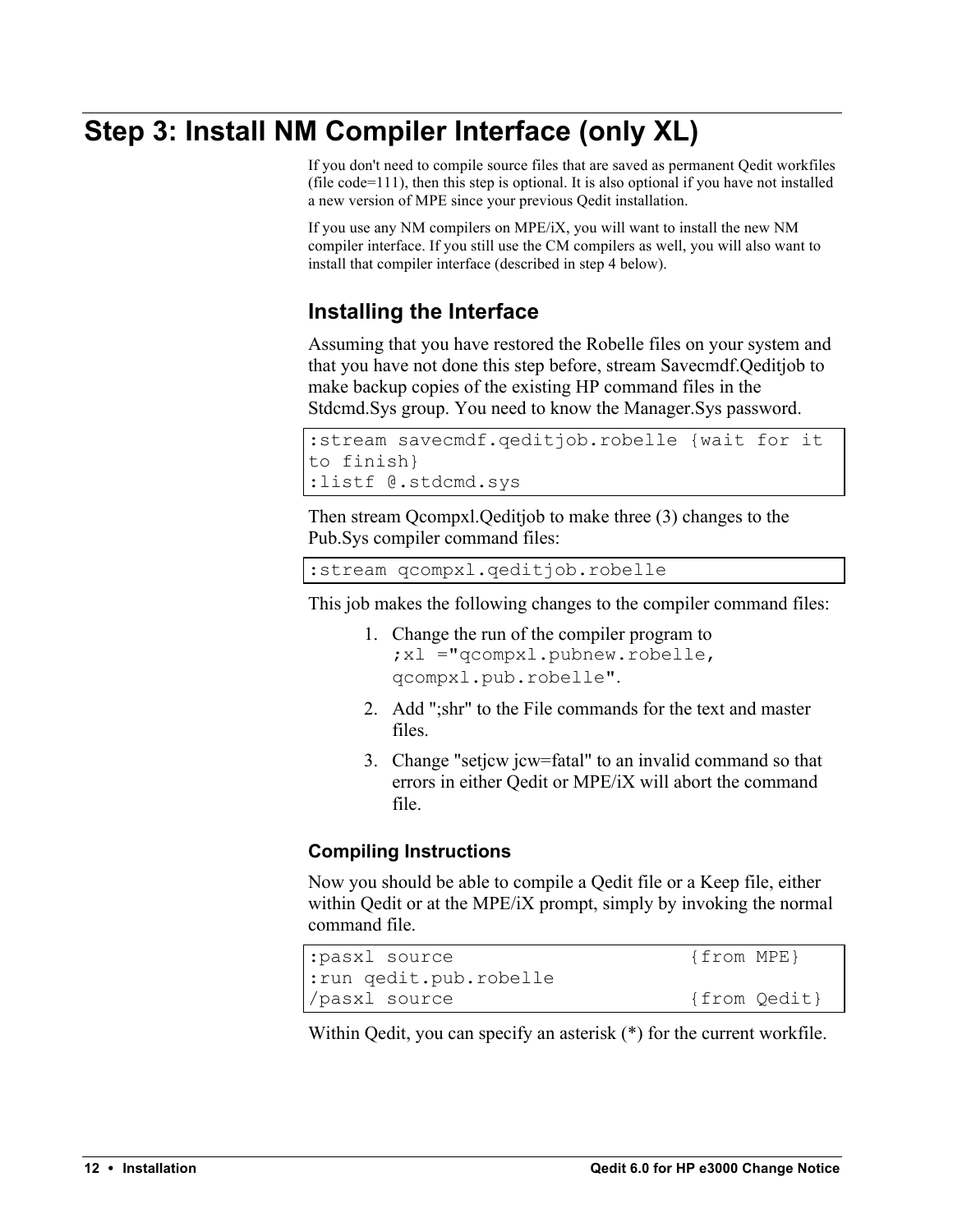# Step 3: Install NM Compiler Interface (only XL)

If you don't need to compile source files that are saved as permanent Qedit workfiles (file code=111), then this step is optional. It is also optional if you have not installed a new version of MPE since your previous Qedit installation.

If you use any NM compilers on MPE/iX, you will want to install the new NM compiler interface. If you still use the CM compilers as well, you will also want to install that compiler interface (described in step 4 below).

## Installing the Interface

Assuming that you have restored the Robelle files on your system and that you have not done this step before, stream Savecmdf.Qeditjob to make backup copies of the existing HP command files in the Stdcmd.Sys group. You need to know the Manager.Sys password.

```
:stream savecmdf.qeditjob.robelle {wait for it
to finish}
:listf @.stdcmd.sys
```

Then stream Qcompxl.Qeditjob to make three (3) changes to the Pub.Sys compiler command files:

```
:stream qcompxl.qeditjob.robelle
```

This job makes the following changes to the compiler command files:

1. Change the run of the compiler program to `;xl ="qcompxl.pubnew.robelle, qcompxl.pub.robelle"`.
2. Add ";shr" to the File commands for the text and master files.
3. Change "setjcw jcw=fatal" to an invalid command so that errors in either Qedit or MPE/iX will abort the command file.

### Compiling Instructions

Now you should be able to compile a Qedit file or a Keep file, either within Qedit or at the MPE/iX prompt, simply by invoking the normal command file.

```
:pasxl source                    {from MPE}
:run qedit.pub.robelle
/pasxl source                    {from Qedit}
```

Within Qedit, you can specify an asterisk (*) for the current workfile.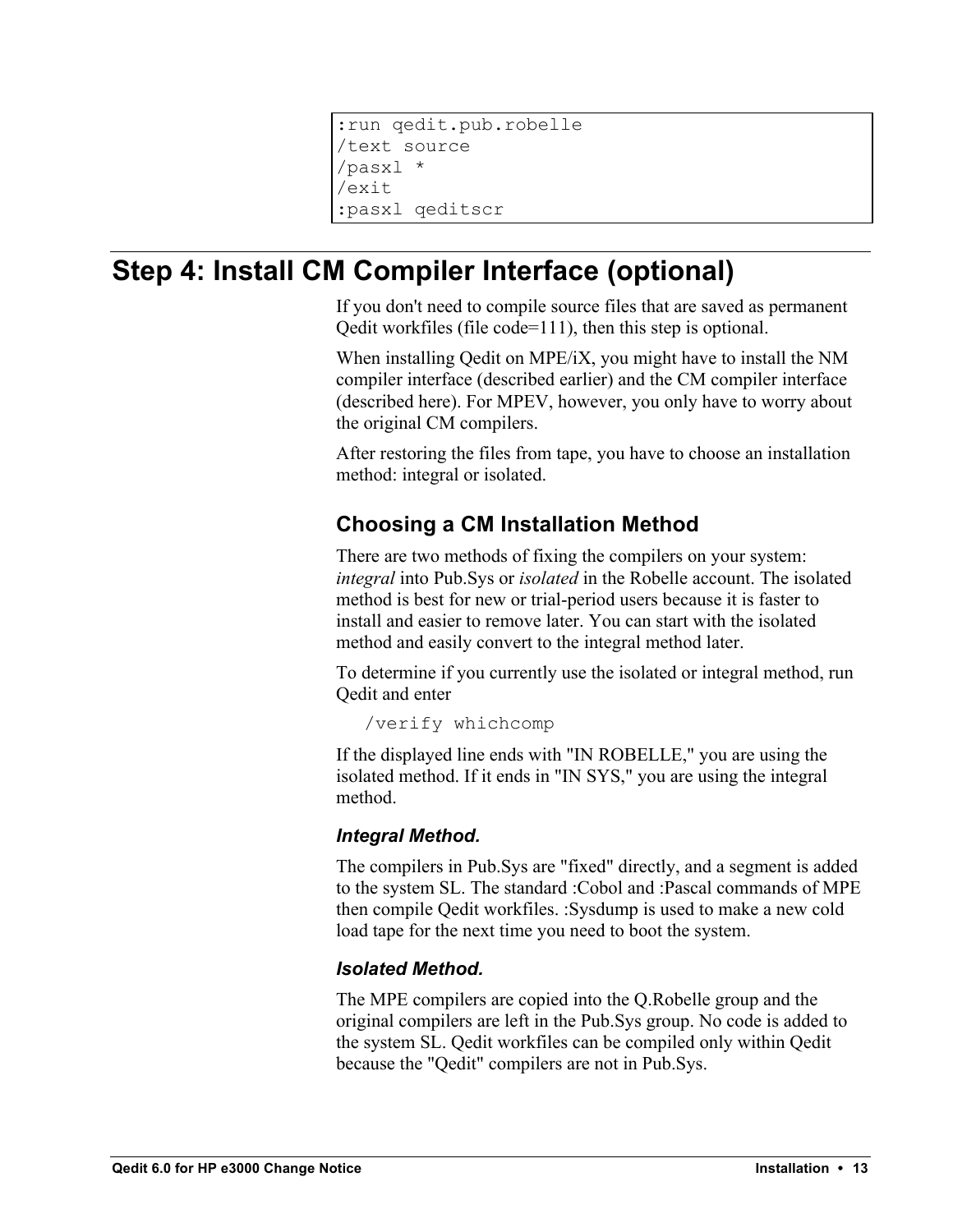```
:run qedit.pub.robelle
/text source
/pasxl *
/exit
:pasxl qeditscr
```

## Step 4: Install CM Compiler Interface (optional)

If you don't need to compile source files that are saved as permanent Qedit workfiles (file code=111), then this step is optional.

When installing Qedit on MPE/iX, you might have to install the NM compiler interface (described earlier) and the CM compiler interface (described here). For MPEV, however, you only have to worry about the original CM compilers.

After restoring the files from tape, you have to choose an installation method: integral or isolated.

### Choosing a CM Installation Method

There are two methods of fixing the compilers on your system: *integral* into Pub.Sys or *isolated* in the Robelle account. The isolated method is best for new or trial-period users because it is faster to install and easier to remove later. You can start with the isolated method and easily convert to the integral method later.

To determine if you currently use the isolated or integral method, run Qedit and enter

```
/verify whichcomp
```

If the displayed line ends with "IN ROBELLE," you are using the isolated method. If it ends in "IN SYS," you are using the integral method.

#### *Integral Method.*

The compilers in Pub.Sys are "fixed" directly, and a segment is added to the system SL. The standard :Cobol and :Pascal commands of MPE then compile Qedit workfiles. :Sysdump is used to make a new cold load tape for the next time you need to boot the system.

#### *Isolated Method.*

The MPE compilers are copied into the Q.Robelle group and the original compilers are left in the Pub.Sys group. No code is added to the system SL. Qedit workfiles can be compiled only within Qedit because the "Qedit" compilers are not in Pub.Sys.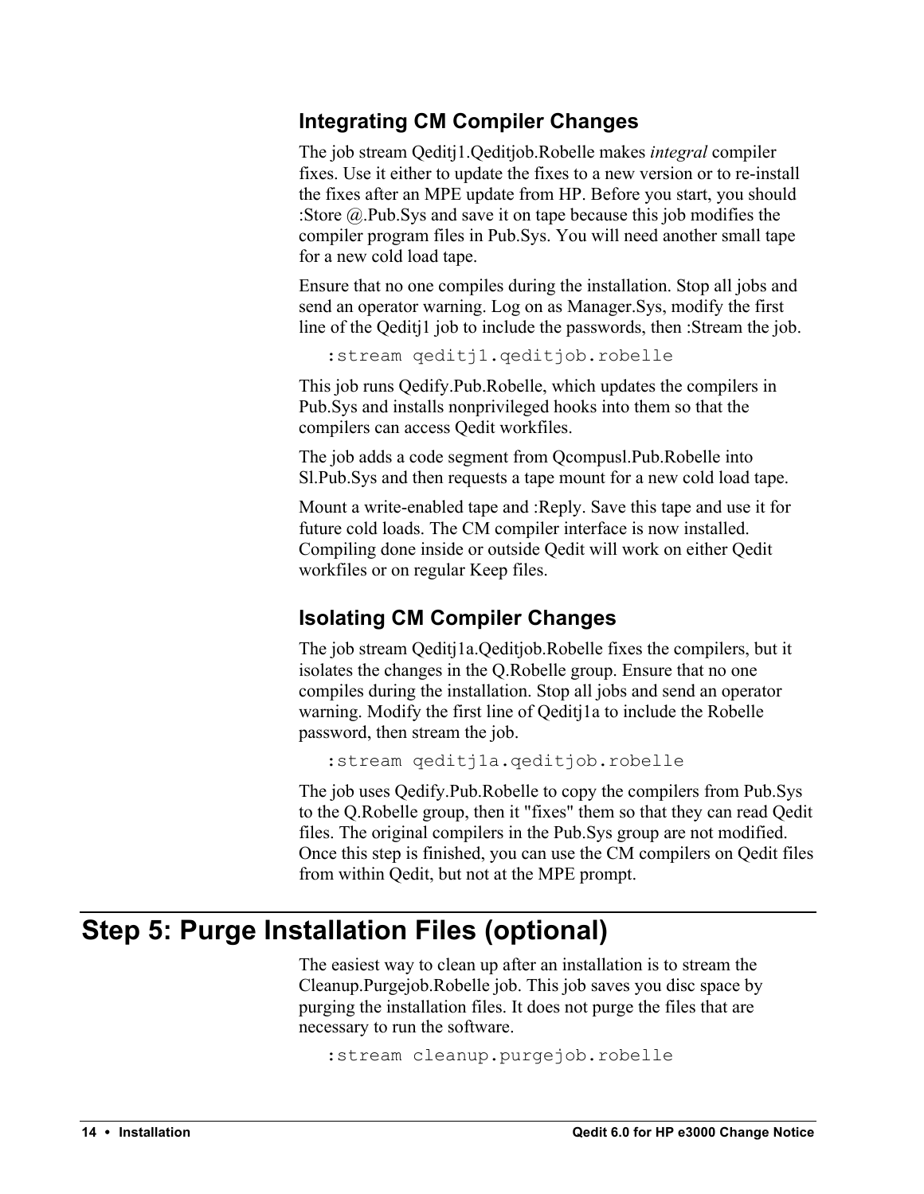### Integrating CM Compiler Changes

The job stream Qeditj1.Qeditjob.Robelle makes *integral* compiler fixes. Use it either to update the fixes to a new version or to re-install the fixes after an MPE update from HP. Before you start, you should :Store @.Pub.Sys and save it on tape because this job modifies the compiler program files in Pub.Sys. You will need another small tape for a new cold load tape.

Ensure that no one compiles during the installation. Stop all jobs and send an operator warning. Log on as Manager.Sys, modify the first line of the Qeditj1 job to include the passwords, then :Stream the job.

```
:stream qeditj1.qeditjob.robelle
```

This job runs Qedify.Pub.Robelle, which updates the compilers in Pub.Sys and installs nonprivileged hooks into them so that the compilers can access Qedit workfiles.

The job adds a code segment from Qcompusl.Pub.Robelle into Sl.Pub.Sys and then requests a tape mount for a new cold load tape.

Mount a write-enabled tape and :Reply. Save this tape and use it for future cold loads. The CM compiler interface is now installed. Compiling done inside or outside Qedit will work on either Qedit workfiles or on regular Keep files.

### Isolating CM Compiler Changes

The job stream Qeditj1a.Qeditjob.Robelle fixes the compilers, but it isolates the changes in the Q.Robelle group. Ensure that no one compiles during the installation. Stop all jobs and send an operator warning. Modify the first line of Qeditj1a to include the Robelle password, then stream the job.

```
:stream qeditj1a.qeditjob.robelle
```

The job uses Qedify.Pub.Robelle to copy the compilers from Pub.Sys to the Q.Robelle group, then it "fixes" them so that they can read Qedit files. The original compilers in the Pub.Sys group are not modified. Once this step is finished, you can use the CM compilers on Qedit files from within Qedit, but not at the MPE prompt.

## Step 5: Purge Installation Files (optional)

The easiest way to clean up after an installation is to stream the Cleanup.Purgejob.Robelle job. This job saves you disc space by purging the installation files. It does not purge the files that are necessary to run the software.

```
:stream cleanup.purgejob.robelle
```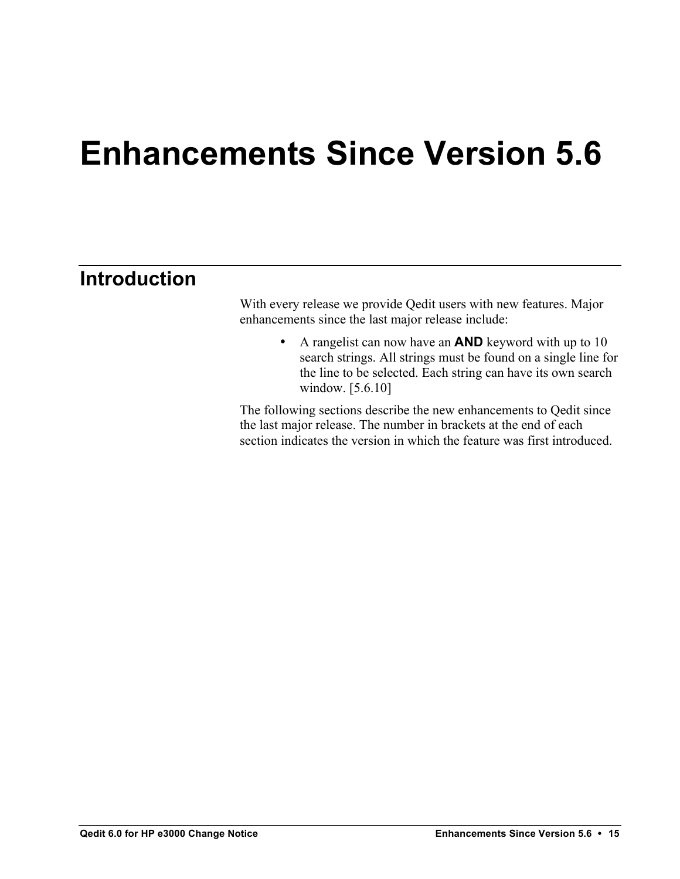# Enhancements Since Version 5.6

## Introduction

With every release we provide Qedit users with new features. Major enhancements since the last major release include:

- A rangelist can now have an **AND** keyword with up to 10 search strings. All strings must be found on a single line for the line to be selected. Each string can have its own search window. [5.6.10]

The following sections describe the new enhancements to Qedit since the last major release. The number in brackets at the end of each section indicates the version in which the feature was first introduced.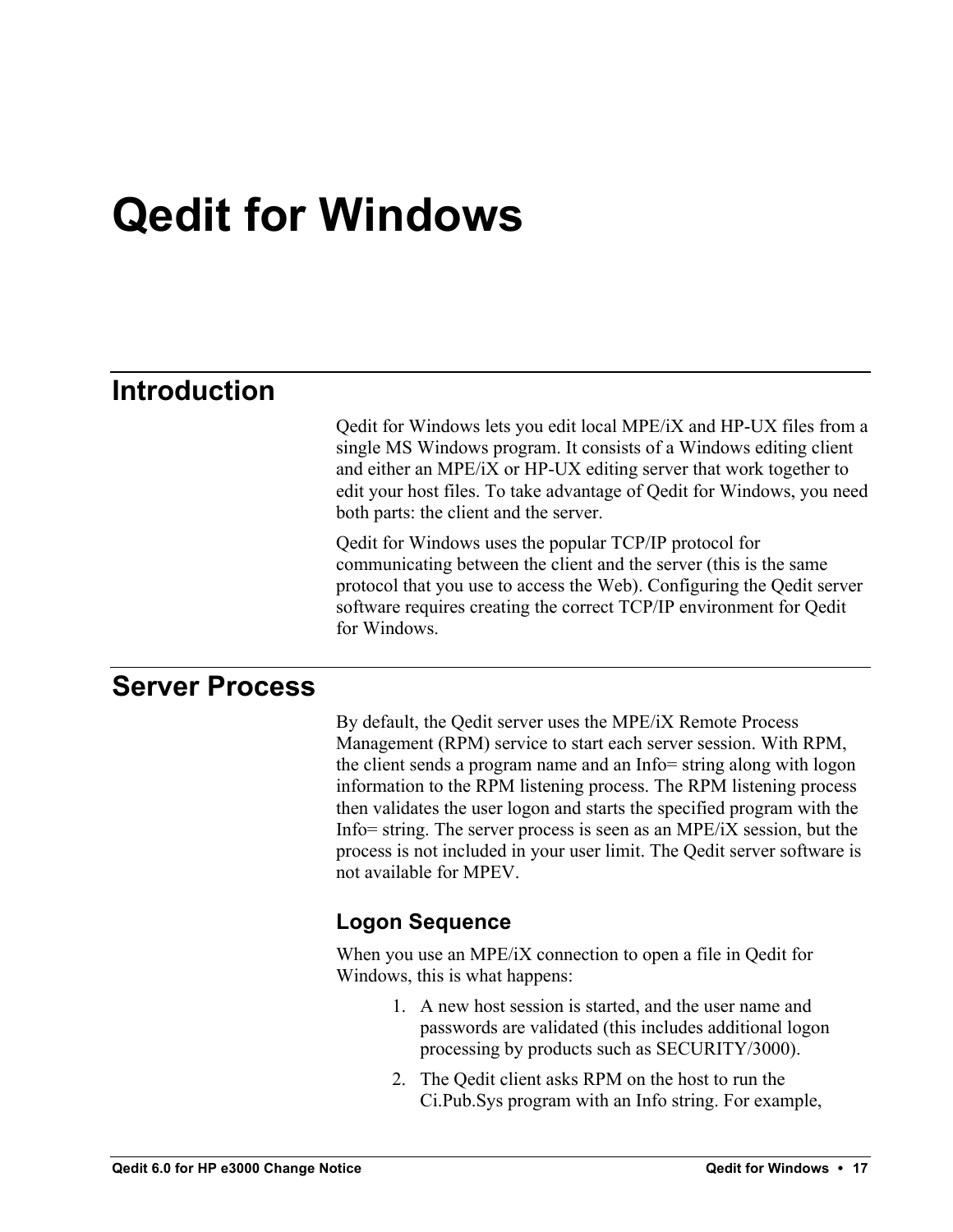# Qedit for Windows

## Introduction

Qedit for Windows lets you edit local MPE/iX and HP-UX files from a single MS Windows program. It consists of a Windows editing client and either an MPE/iX or HP-UX editing server that work together to edit your host files. To take advantage of Qedit for Windows, you need both parts: the client and the server.

Qedit for Windows uses the popular TCP/IP protocol for communicating between the client and the server (this is the same protocol that you use to access the Web). Configuring the Qedit server software requires creating the correct TCP/IP environment for Qedit for Windows.

## Server Process

By default, the Qedit server uses the MPE/iX Remote Process Management (RPM) service to start each server session. With RPM, the client sends a program name and an Info= string along with logon information to the RPM listening process. The RPM listening process then validates the user logon and starts the specified program with the Info= string. The server process is seen as an MPE/iX session, but the process is not included in your user limit. The Qedit server software is not available for MPEV.

### Logon Sequence

When you use an MPE/iX connection to open a file in Qedit for Windows, this is what happens:

1. A new host session is started, and the user name and passwords are validated (this includes additional logon processing by products such as SECURITY/3000).
2. The Qedit client asks RPM on the host to run the Ci.Pub.Sys program with an Info string. For example,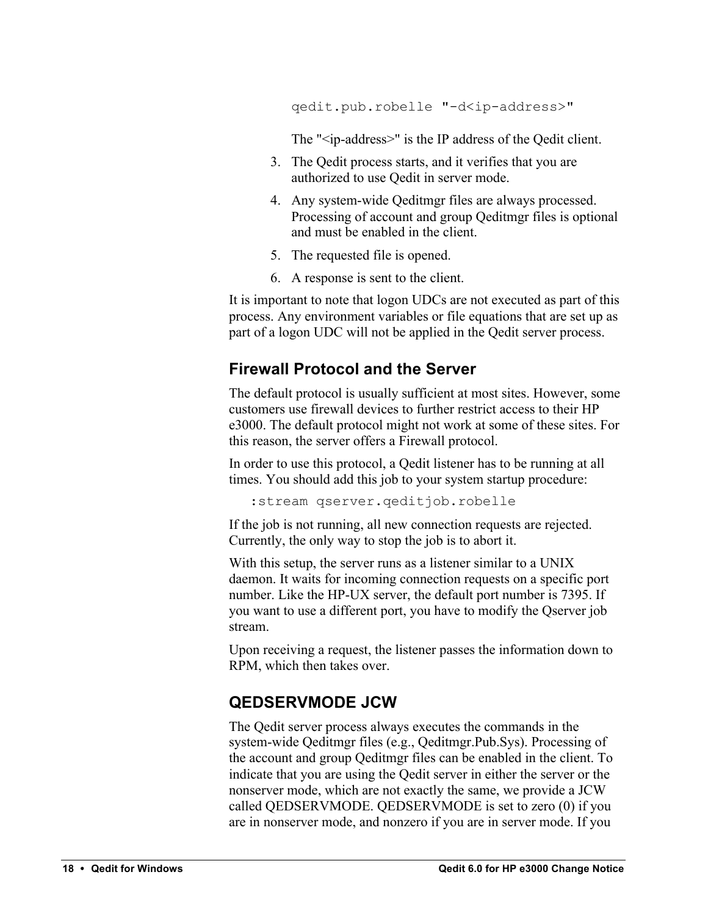```
qedit.pub.robelle "-d<ip-address>"
```

The "<ip-address>" is the IP address of the Qedit client.

3. The Qedit process starts, and it verifies that you are authorized to use Qedit in server mode.
4. Any system-wide Qeditmgr files are always processed. Processing of account and group Qeditmgr files is optional and must be enabled in the client.
5. The requested file is opened.
6. A response is sent to the client.

It is important to note that logon UDCs are not executed as part of this process. Any environment variables or file equations that are set up as part of a logon UDC will not be applied in the Qedit server process.

## Firewall Protocol and the Server

The default protocol is usually sufficient at most sites. However, some customers use firewall devices to further restrict access to their HP e3000. The default protocol might not work at some of these sites. For this reason, the server offers a Firewall protocol.

In order to use this protocol, a Qedit listener has to be running at all times. You should add this job to your system startup procedure:

```
:stream qserver.qeditjob.robelle
```

If the job is not running, all new connection requests are rejected. Currently, the only way to stop the job is to abort it.

With this setup, the server runs as a listener similar to a UNIX daemon. It waits for incoming connection requests on a specific port number. Like the HP-UX server, the default port number is 7395. If you want to use a different port, you have to modify the Qserver job stream.

Upon receiving a request, the listener passes the information down to RPM, which then takes over.

## QEDSERVMODE JCW

The Qedit server process always executes the commands in the system-wide Qeditmgr files (e.g., Qeditmgr.Pub.Sys). Processing of the account and group Qeditmgr files can be enabled in the client. To indicate that you are using the Qedit server in either the server or the nonserver mode, which are not exactly the same, we provide a JCW called QEDSERVMODE. QEDSERVMODE is set to zero (0) if you are in nonserver mode, and nonzero if you are in server mode. If you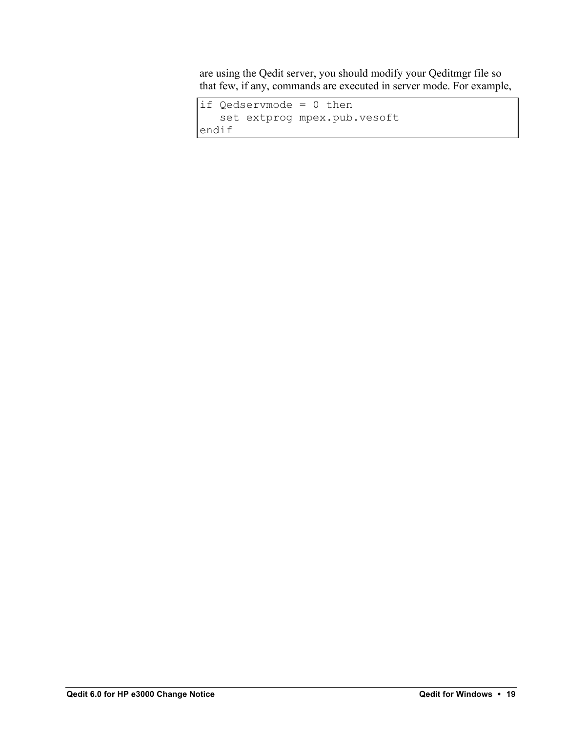are using the Qedit server, you should modify your Qeditmgr file so that few, if any, commands are executed in server mode. For example,

```
if Qedservmode = 0 then
   set extprog mpex.pub.vesoft
endif
```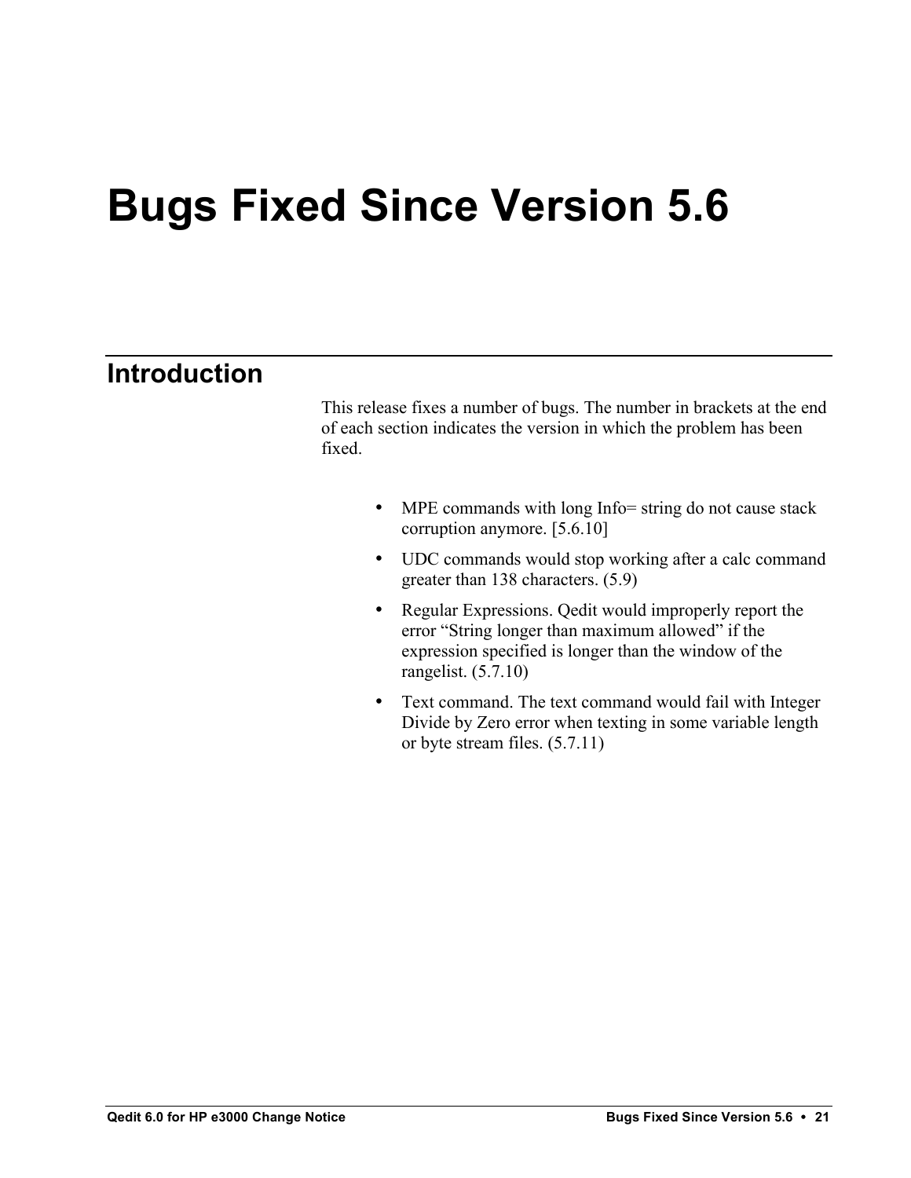# Bugs Fixed Since Version 5.6

## Introduction

This release fixes a number of bugs. The number in brackets at the end of each section indicates the version in which the problem has been fixed.

- MPE commands with long Info= string do not cause stack corruption anymore. [5.6.10]
- UDC commands would stop working after a calc command greater than 138 characters. (5.9)
- Regular Expressions. Qedit would improperly report the error “String longer than maximum allowed” if the expression specified is longer than the window of the rangelist. (5.7.10)
- Text command. The text command would fail with Integer Divide by Zero error when texting in some variable length or byte stream files. (5.7.11)